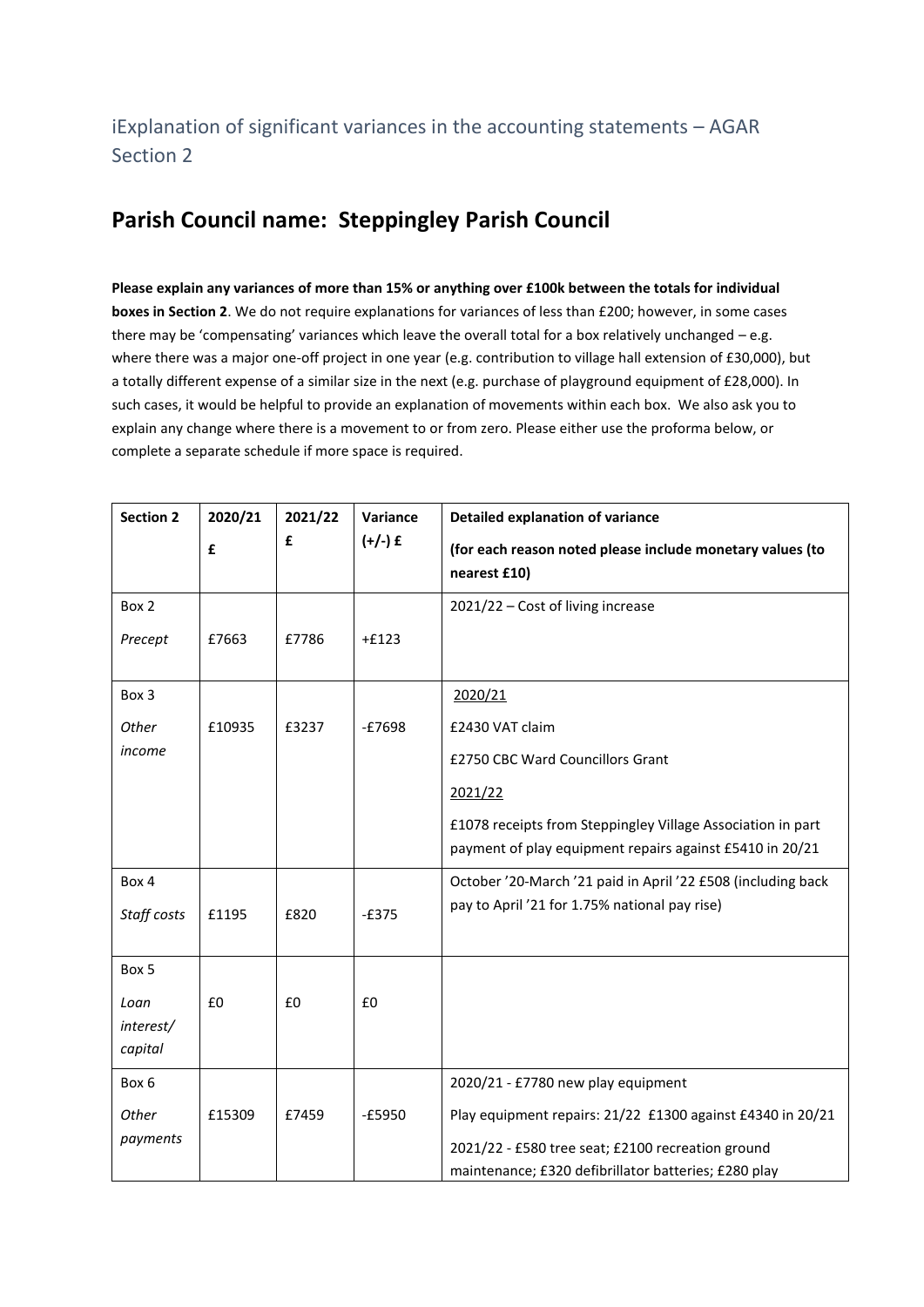iExplanation of significant variances in the accounting statements – AGAR Section 2

## Parish Council name: Steppingley Parish Council

**Please explain any variances of more than 15% or anything over £100k between the totals for individual boxes in Section 2**. We do not require explanations for variances of less than £200; however, in some cases there may be 'compensating' variances which leave the overall total for a box relatively unchanged – e.g. where there was a major one-off project in one year (e.g. contribution to village hall extension of £30,000), but a totally different expense of a similar size in the next (e.g. purchase of playground equipment of £28,000). In such cases, it would be helpful to provide an explanation of movements within each box. We also ask you to explain any change where there is a movement to or from zero. Please either use the proforma below, or complete a separate schedule if more space is required.

| Section 2 | 2020/21 £ | 2021/22 £ | Variance (+/-) £ | Detailed explanation of variance **(for each reason noted please include monetary values (to nearest £10)** |
|---|---|---|---|---|
| Box 2 *Precept* | £7663 | £7786 | +£123 | 2021/22 – Cost of living increase |
| Box 3 *Other income* | £10935 | £3237 | -£7698 | 2020/21<br>£2430 VAT claim<br>£2750 CBC Ward Councillors Grant<br>2021/22<br>£1078 receipts from Steppingley Village Association in part payment of play equipment repairs against £5410 in 20/21 |
| Box 4 *Staff costs* | £1195 | £820 | -£375 | October '20-March '21 paid in April '22 £508 (including back pay to April '21 for 1.75% national pay rise) |
| Box 5 *Loan interest/ capital* | £0 | £0 | £0 | |
| Box 6 *Other payments* | £15309 | £7459 | -£5950 | 2020/21 - £7780 new play equipment<br>Play equipment repairs: 21/22 £1300 against £4340 in 20/21<br>2021/22 - £580 tree seat; £2100 recreation ground maintenance; £320 defibrillator batteries; £280 play |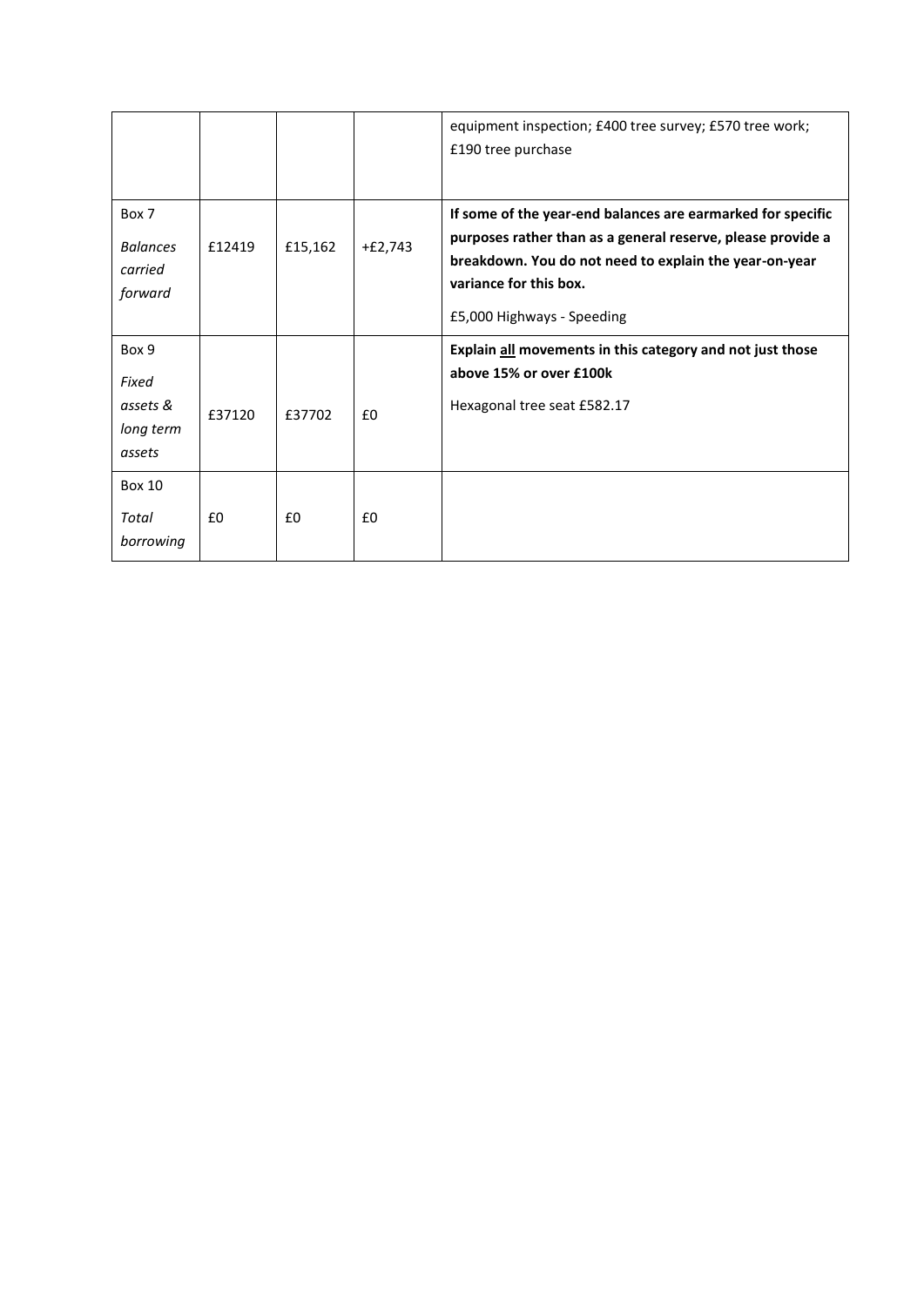| | | | | |
|---|---|---|---|---|
| | | | | equipment inspection; £400 tree survey; £570 tree work; £190 tree purchase |
| Box 7<br>*Balances carried forward* | £12419 | £15,162 | +£2,743 | **If some of the year-end balances are earmarked for specific purposes rather than as a general reserve, please provide a breakdown. You do not need to explain the year-on-year variance for this box.**<br>£5,000 Highways - Speeding |
| Box 9<br>*Fixed assets & long term assets* | £37120 | £37702 | £0 | **Explain all movements in this category and not just those above 15% or over £100k**<br>Hexagonal tree seat £582.17 |
| Box 10<br>*Total borrowing* | £0 | £0 | £0 | |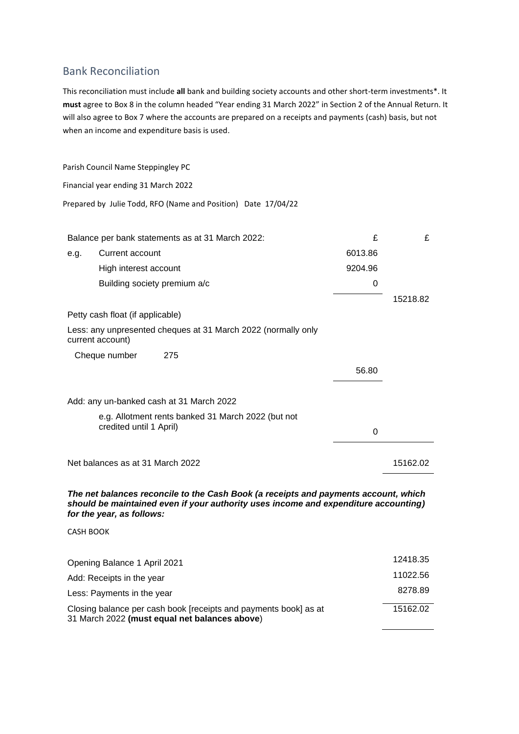## Bank Reconciliation

This reconciliation must include **all** bank and building society accounts and other short-term investments*. It **must** agree to Box 8 in the column headed "Year ending 31 March 2022" in Section 2 of the Annual Return. It will also agree to Box 7 where the accounts are prepared on a receipts and payments (cash) basis, but not when an income and expenditure basis is used.

Parish Council Name Steppingley PC

Financial year ending 31 March 2022

Prepared by Julie Todd, RFO (Name and Position) Date 17/04/22

| | | | |
|---|---|---|---|
| Balance per bank statements as at 31 March 2022: | | £ | £ |
| e.g. | Current account | 6013.86 | |
| | High interest account | 9204.96 | |
| | Building society premium a/c | 0 | |
| | | | 15218.82 |
| Petty cash float (if applicable) | | | |
| Less: any unpresented cheques at 31 March 2022 (normally only current account) | | | |
| Cheque number | 275 | | |
| | | 56.80 | |
| Add: any un-banked cash at 31 March 2022 | | | |
| | e.g. Allotment rents banked 31 March 2022 (but not credited until 1 April) | 0 | |
| Net balances as at 31 March 2022 | | | 15162.02 |

***The net balances reconcile to the Cash Book (a receipts and payments account, which should be maintained even if your authority uses income and expenditure accounting) for the year, as follows:***

CASH BOOK

| | |
|---|---|
| Opening Balance 1 April 2021 | 12418.35 |
| Add: Receipts in the year | 11022.56 |
| Less: Payments in the year | 8278.89 |
| Closing balance per cash book [receipts and payments book] as at 31 March 2022 **(must equal net balances above)** | 15162.02 |